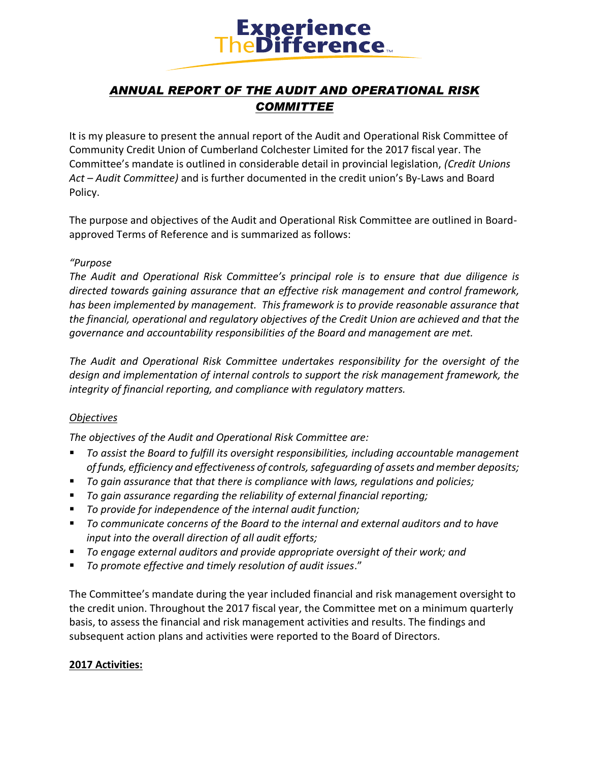Experience
TheDifference™

# *ANNUAL REPORT OF THE AUDIT AND OPERATIONAL RISK COMMITTEE*

It is my pleasure to present the annual report of the Audit and Operational Risk Committee of Community Credit Union of Cumberland Colchester Limited for the 2017 fiscal year. The Committee's mandate is outlined in considerable detail in provincial legislation, *(Credit Unions Act – Audit Committee)* and is further documented in the credit union's By-Laws and Board Policy.

The purpose and objectives of the Audit and Operational Risk Committee are outlined in Board-approved Terms of Reference and is summarized as follows:

*"Purpose*
*The Audit and Operational Risk Committee's principal role is to ensure that due diligence is directed towards gaining assurance that an effective risk management and control framework, has been implemented by management. This framework is to provide reasonable assurance that the financial, operational and regulatory objectives of the Credit Union are achieved and that the governance and accountability responsibilities of the Board and management are met.*

*The Audit and Operational Risk Committee undertakes responsibility for the oversight of the design and implementation of internal controls to support the risk management framework, the integrity of financial reporting, and compliance with regulatory matters.*

*Objectives*

*The objectives of the Audit and Operational Risk Committee are:*

- *To assist the Board to fulfill its oversight responsibilities, including accountable management of funds, efficiency and effectiveness of controls, safeguarding of assets and member deposits;*
- *To gain assurance that that there is compliance with laws, regulations and policies;*
- *To gain assurance regarding the reliability of external financial reporting;*
- *To provide for independence of the internal audit function;*
- *To communicate concerns of the Board to the internal and external auditors and to have input into the overall direction of all audit efforts;*
- *To engage external auditors and provide appropriate oversight of their work; and*
- *To promote effective and timely resolution of audit issues*."

The Committee's mandate during the year included financial and risk management oversight to the credit union. Throughout the 2017 fiscal year, the Committee met on a minimum quarterly basis, to assess the financial and risk management activities and results. The findings and subsequent action plans and activities were reported to the Board of Directors.

**2017 Activities:**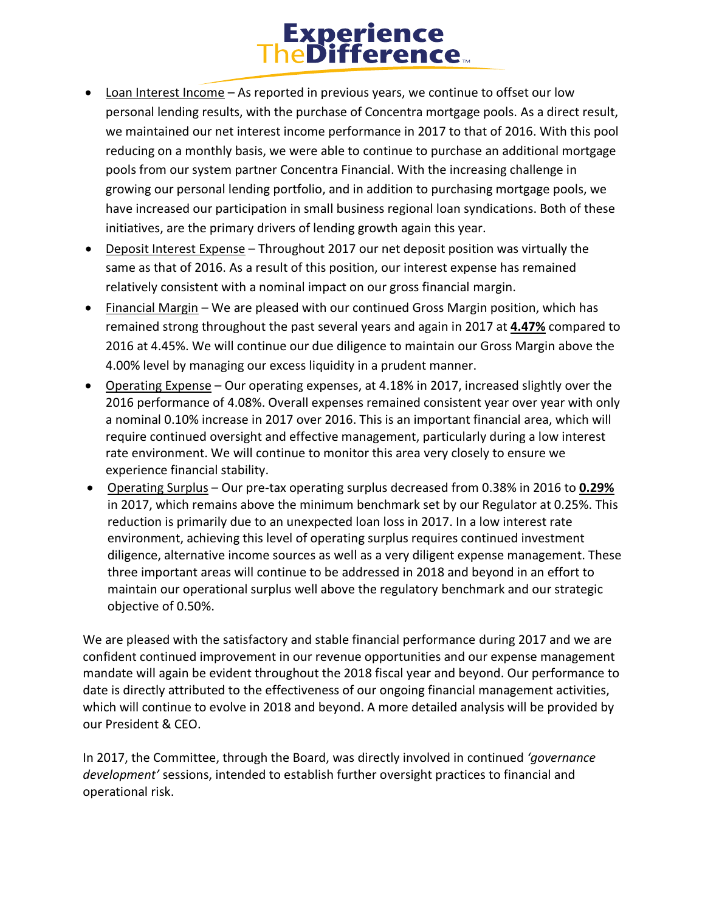- Loan Interest Income – As reported in previous years, we continue to offset our low personal lending results, with the purchase of Concentra mortgage pools. As a direct result, we maintained our net interest income performance in 2017 to that of 2016. With this pool reducing on a monthly basis, we were able to continue to purchase an additional mortgage pools from our system partner Concentra Financial. With the increasing challenge in growing our personal lending portfolio, and in addition to purchasing mortgage pools, we have increased our participation in small business regional loan syndications. Both of these initiatives, are the primary drivers of lending growth again this year.
- Deposit Interest Expense – Throughout 2017 our net deposit position was virtually the same as that of 2016. As a result of this position, our interest expense has remained relatively consistent with a nominal impact on our gross financial margin.
- Financial Margin – We are pleased with our continued Gross Margin position, which has remained strong throughout the past several years and again in 2017 at **4.47%** compared to 2016 at 4.45%. We will continue our due diligence to maintain our Gross Margin above the 4.00% level by managing our excess liquidity in a prudent manner.
- Operating Expense – Our operating expenses, at 4.18% in 2017, increased slightly over the 2016 performance of 4.08%. Overall expenses remained consistent year over year with only a nominal 0.10% increase in 2017 over 2016. This is an important financial area, which will require continued oversight and effective management, particularly during a low interest rate environment. We will continue to monitor this area very closely to ensure we experience financial stability.
- Operating Surplus – Our pre-tax operating surplus decreased from 0.38% in 2016 to **0.29%** in 2017, which remains above the minimum benchmark set by our Regulator at 0.25%. This reduction is primarily due to an unexpected loan loss in 2017. In a low interest rate environment, achieving this level of operating surplus requires continued investment diligence, alternative income sources as well as a very diligent expense management. These three important areas will continue to be addressed in 2018 and beyond in an effort to maintain our operational surplus well above the regulatory benchmark and our strategic objective of 0.50%.

We are pleased with the satisfactory and stable financial performance during 2017 and we are confident continued improvement in our revenue opportunities and our expense management mandate will again be evident throughout the 2018 fiscal year and beyond. Our performance to date is directly attributed to the effectiveness of our ongoing financial management activities, which will continue to evolve in 2018 and beyond. A more detailed analysis will be provided by our President & CEO.

In 2017, the Committee, through the Board, was directly involved in continued *'governance development'* sessions, intended to establish further oversight practices to financial and operational risk.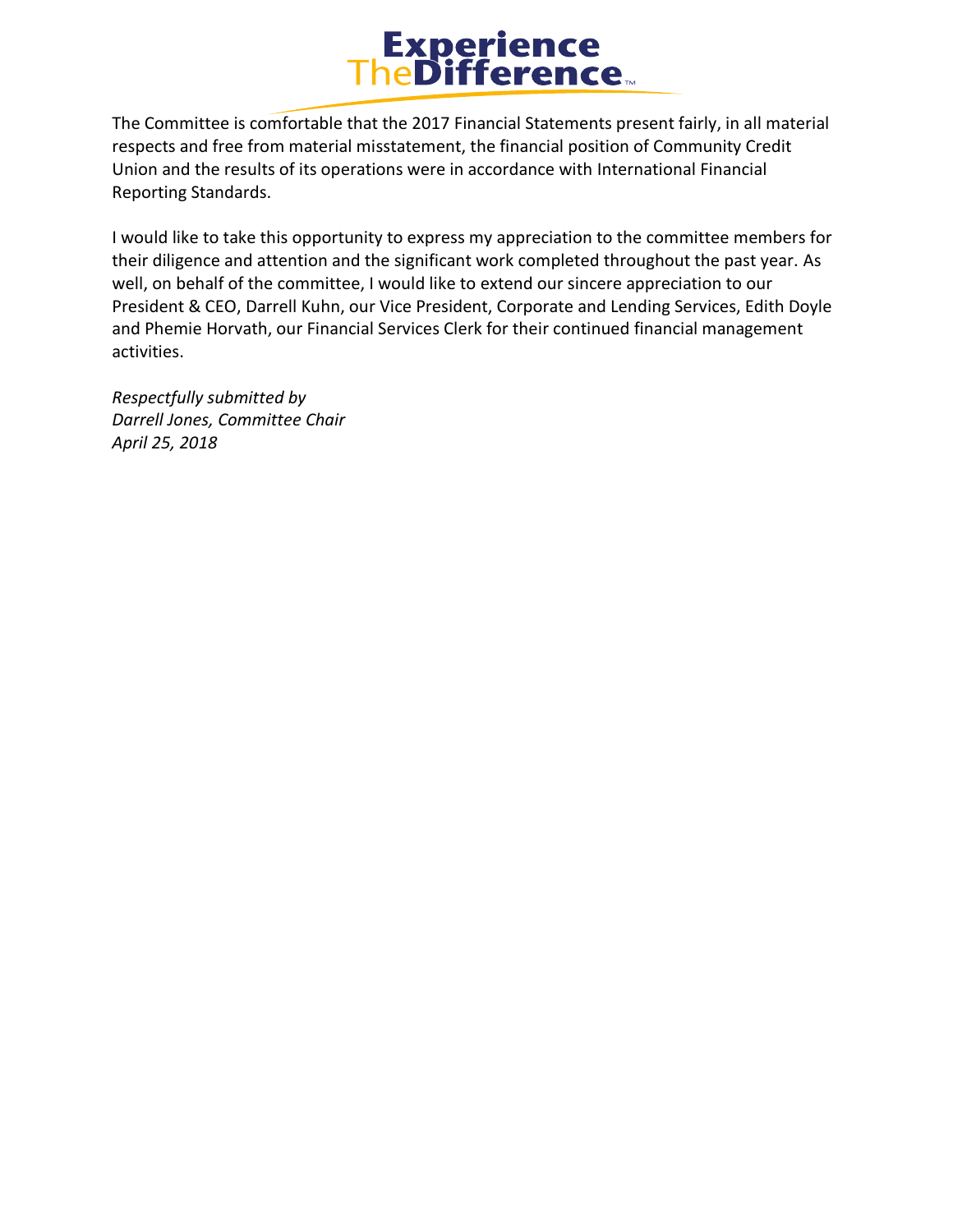The Committee is comfortable that the 2017 Financial Statements present fairly, in all material respects and free from material misstatement, the financial position of Community Credit Union and the results of its operations were in accordance with International Financial Reporting Standards.

I would like to take this opportunity to express my appreciation to the committee members for their diligence and attention and the significant work completed throughout the past year. As well, on behalf of the committee, I would like to extend our sincere appreciation to our President & CEO, Darrell Kuhn, our Vice President, Corporate and Lending Services, Edith Doyle and Phemie Horvath, our Financial Services Clerk for their continued financial management activities.

*Respectfully submitted by*
*Darrell Jones, Committee Chair*
*April 25, 2018*